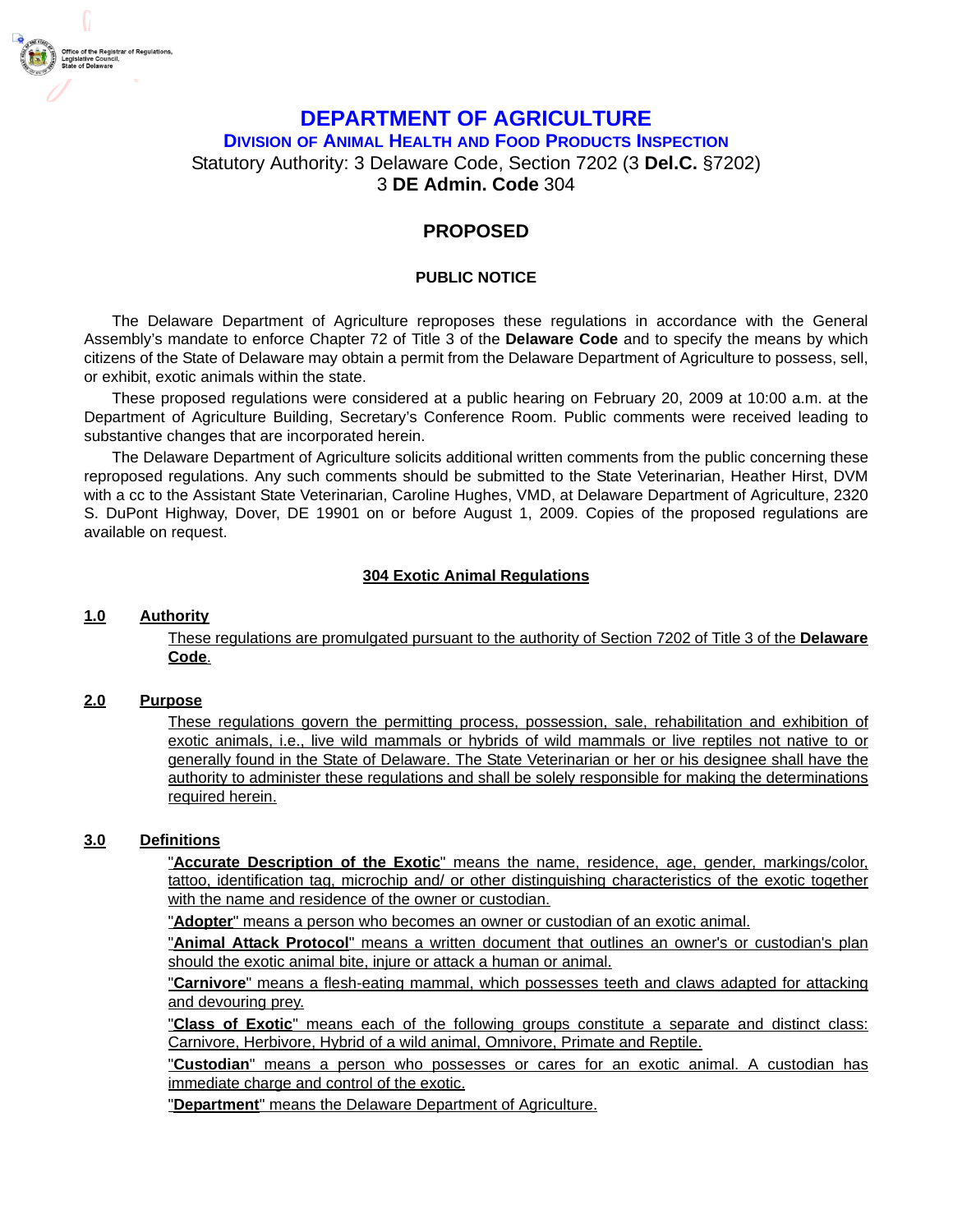# DEPARTMENT OF AGRICULTURE

## Division of Animal Health and Food Products Inspection

Statutory Authority: 3 Delaware Code, Section 7202 (3 **Del.C.** §7202)
3 **DE Admin. Code** 304

## PROPOSED

### PUBLIC NOTICE

The Delaware Department of Agriculture reproposes these regulations in accordance with the General Assembly's mandate to enforce Chapter 72 of Title 3 of the **Delaware Code** and to specify the means by which citizens of the State of Delaware may obtain a permit from the Delaware Department of Agriculture to possess, sell, or exhibit, exotic animals within the state.

These proposed regulations were considered at a public hearing on February 20, 2009 at 10:00 a.m. at the Department of Agriculture Building, Secretary's Conference Room. Public comments were received leading to substantive changes that are incorporated herein.

The Delaware Department of Agriculture solicits additional written comments from the public concerning these reproposed regulations. Any such comments should be submitted to the State Veterinarian, Heather Hirst, DVM with a cc to the Assistant State Veterinarian, Caroline Hughes, VMD, at Delaware Department of Agriculture, 2320 S. DuPont Highway, Dover, DE 19901 on or before August 1, 2009. Copies of the proposed regulations are available on request.

### 304 Exotic Animal Regulations

**1.0 Authority**

These regulations are promulgated pursuant to the authority of Section 7202 of Title 3 of the **Delaware Code**.

**2.0 Purpose**

These regulations govern the permitting process, possession, sale, rehabilitation and exhibition of exotic animals, i.e., live wild mammals or hybrids of wild mammals or live reptiles not native to or generally found in the State of Delaware. The State Veterinarian or her or his designee shall have the authority to administer these regulations and shall be solely responsible for making the determinations required herein.

**3.0 Definitions**

"**Accurate Description of the Exotic**" means the name, residence, age, gender, markings/color, tattoo, identification tag, microchip and/ or other distinguishing characteristics of the exotic together with the name and residence of the owner or custodian.

"**Adopter**" means a person who becomes an owner or custodian of an exotic animal.

"**Animal Attack Protocol**" means a written document that outlines an owner's or custodian's plan should the exotic animal bite, injure or attack a human or animal.

"**Carnivore**" means a flesh-eating mammal, which possesses teeth and claws adapted for attacking and devouring prey.

"**Class of Exotic**" means each of the following groups constitute a separate and distinct class: Carnivore, Herbivore, Hybrid of a wild animal, Omnivore, Primate and Reptile.

"**Custodian**" means a person who possesses or cares for an exotic animal. A custodian has immediate charge and control of the exotic.

"**Department**" means the Delaware Department of Agriculture.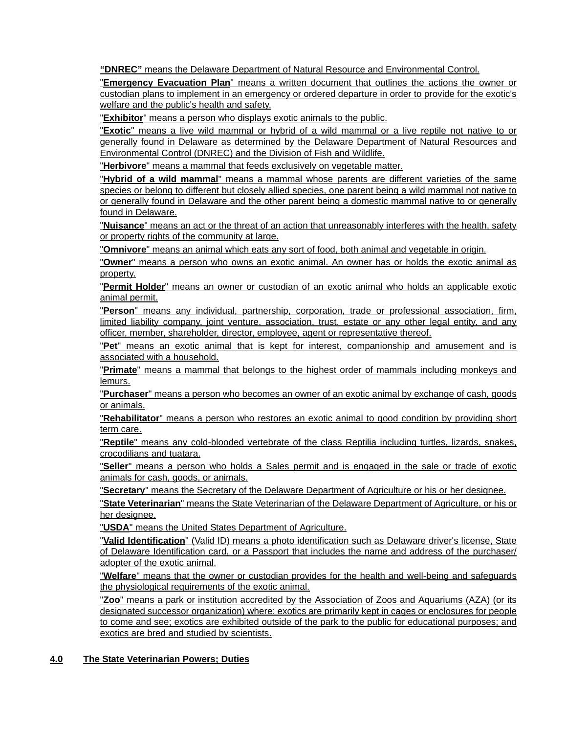**"DNREC"** means the Delaware Department of Natural Resource and Environmental Control.

"**Emergency Evacuation Plan**" means a written document that outlines the actions the owner or custodian plans to implement in an emergency or ordered departure in order to provide for the exotic's welfare and the public's health and safety.

"**Exhibitor**" means a person who displays exotic animals to the public.

"**Exotic**" means a live wild mammal or hybrid of a wild mammal or a live reptile not native to or generally found in Delaware as determined by the Delaware Department of Natural Resources and Environmental Control (DNREC) and the Division of Fish and Wildlife.

"**Herbivore**" means a mammal that feeds exclusively on vegetable matter.

"**Hybrid of a wild mammal**" means a mammal whose parents are different varieties of the same species or belong to different but closely allied species, one parent being a wild mammal not native to or generally found in Delaware and the other parent being a domestic mammal native to or generally found in Delaware.

"**Nuisance**" means an act or the threat of an action that unreasonably interferes with the health, safety or property rights of the community at large.

"**Omnivore**" means an animal which eats any sort of food, both animal and vegetable in origin.

"**Owner**" means a person who owns an exotic animal. An owner has or holds the exotic animal as property.

"**Permit Holder**" means an owner or custodian of an exotic animal who holds an applicable exotic animal permit.

"**Person**" means any individual, partnership, corporation, trade or professional association, firm, limited liability company, joint venture, association, trust, estate or any other legal entity, and any officer, member, shareholder, director, employee, agent or representative thereof.

"**Pet**" means an exotic animal that is kept for interest, companionship and amusement and is associated with a household.

"**Primate**" means a mammal that belongs to the highest order of mammals including monkeys and lemurs.

"**Purchaser**" means a person who becomes an owner of an exotic animal by exchange of cash, goods or animals.

"**Rehabilitator**" means a person who restores an exotic animal to good condition by providing short term care.

"**Reptile**" means any cold-blooded vertebrate of the class Reptilia including turtles, lizards, snakes, crocodilians and tuatara.

"**Seller**" means a person who holds a Sales permit and is engaged in the sale or trade of exotic animals for cash, goods, or animals.

"**Secretary**" means the Secretary of the Delaware Department of Agriculture or his or her designee.

"**State Veterinarian**" means the State Veterinarian of the Delaware Department of Agriculture, or his or her designee.

"**USDA**" means the United States Department of Agriculture.

"**Valid Identification**" (Valid ID) means a photo identification such as Delaware driver's license, State of Delaware Identification card, or a Passport that includes the name and address of the purchaser/adopter of the exotic animal.

"**Welfare**" means that the owner or custodian provides for the health and well-being and safeguards the physiological requirements of the exotic animal.

"**Zoo**" means a park or institution accredited by the Association of Zoos and Aquariums (AZA) (or its designated successor organization) where: exotics are primarily kept in cages or enclosures for people to come and see; exotics are exhibited outside of the park to the public for educational purposes; and exotics are bred and studied by scientists.

## 4.0 The State Veterinarian Powers; Duties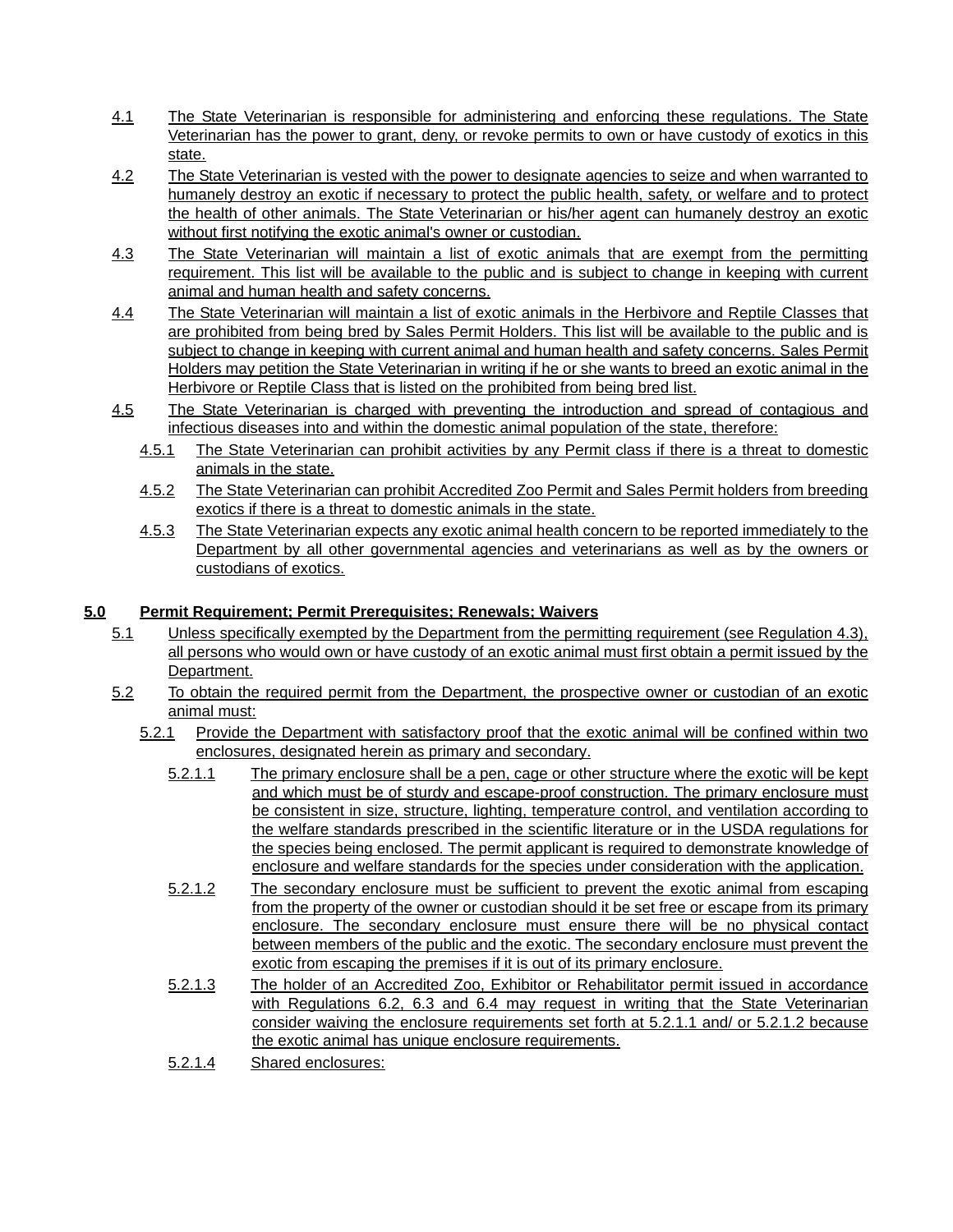4.1 The State Veterinarian is responsible for administering and enforcing these regulations. The State Veterinarian has the power to grant, deny, or revoke permits to own or have custody of exotics in this state.

4.2 The State Veterinarian is vested with the power to designate agencies to seize and when warranted to humanely destroy an exotic if necessary to protect the public health, safety, or welfare and to protect the health of other animals. The State Veterinarian or his/her agent can humanely destroy an exotic without first notifying the exotic animal's owner or custodian.

4.3 The State Veterinarian will maintain a list of exotic animals that are exempt from the permitting requirement. This list will be available to the public and is subject to change in keeping with current animal and human health and safety concerns.

4.4 The State Veterinarian will maintain a list of exotic animals in the Herbivore and Reptile Classes that are prohibited from being bred by Sales Permit Holders. This list will be available to the public and is subject to change in keeping with current animal and human health and safety concerns. Sales Permit Holders may petition the State Veterinarian in writing if he or she wants to breed an exotic animal in the Herbivore or Reptile Class that is listed on the prohibited from being bred list.

4.5 The State Veterinarian is charged with preventing the introduction and spread of contagious and infectious diseases into and within the domestic animal population of the state, therefore:

4.5.1 The State Veterinarian can prohibit activities by any Permit class if there is a threat to domestic animals in the state.

4.5.2 The State Veterinarian can prohibit Accredited Zoo Permit and Sales Permit holders from breeding exotics if there is a threat to domestic animals in the state.

4.5.3 The State Veterinarian expects any exotic animal health concern to be reported immediately to the Department by all other governmental agencies and veterinarians as well as by the owners or custodians of exotics.

## 5.0 Permit Requirement; Permit Prerequisites; Renewals; Waivers

5.1 Unless specifically exempted by the Department from the permitting requirement (see Regulation 4.3), all persons who would own or have custody of an exotic animal must first obtain a permit issued by the Department.

5.2 To obtain the required permit from the Department, the prospective owner or custodian of an exotic animal must:

5.2.1 Provide the Department with satisfactory proof that the exotic animal will be confined within two enclosures, designated herein as primary and secondary.

5.2.1.1 The primary enclosure shall be a pen, cage or other structure where the exotic will be kept and which must be of sturdy and escape-proof construction. The primary enclosure must be consistent in size, structure, lighting, temperature control, and ventilation according to the welfare standards prescribed in the scientific literature or in the USDA regulations for the species being enclosed. The permit applicant is required to demonstrate knowledge of enclosure and welfare standards for the species under consideration with the application.

5.2.1.2 The secondary enclosure must be sufficient to prevent the exotic animal from escaping from the property of the owner or custodian should it be set free or escape from its primary enclosure. The secondary enclosure must ensure there will be no physical contact between members of the public and the exotic. The secondary enclosure must prevent the exotic from escaping the premises if it is out of its primary enclosure.

5.2.1.3 The holder of an Accredited Zoo, Exhibitor or Rehabilitator permit issued in accordance with Regulations 6.2, 6.3 and 6.4 may request in writing that the State Veterinarian consider waiving the enclosure requirements set forth at 5.2.1.1 and/ or 5.2.1.2 because the exotic animal has unique enclosure requirements.

5.2.1.4 Shared enclosures: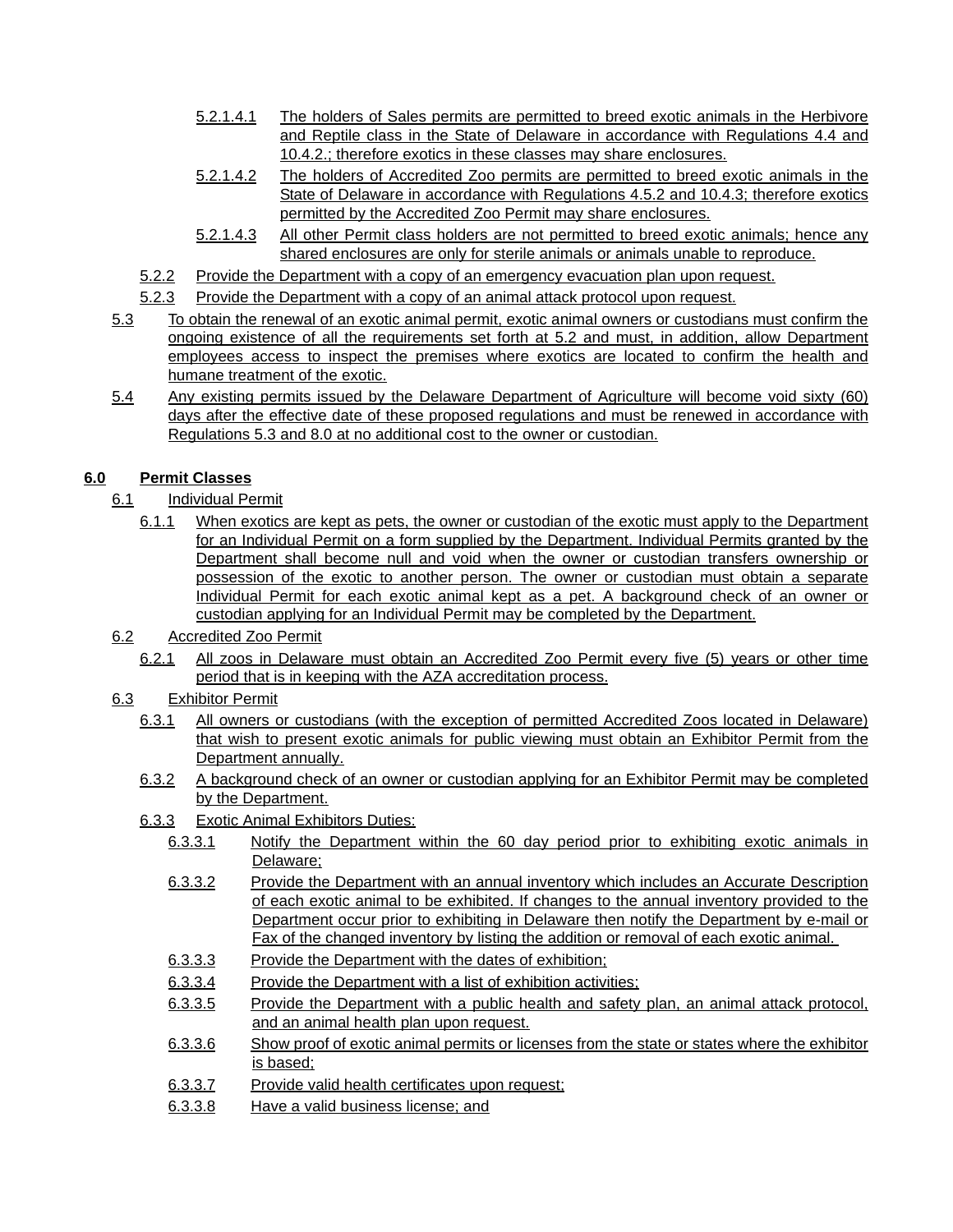5.2.1.4.1 The holders of Sales permits are permitted to breed exotic animals in the Herbivore and Reptile class in the State of Delaware in accordance with Regulations 4.4 and 10.4.2.; therefore exotics in these classes may share enclosures.

5.2.1.4.2 The holders of Accredited Zoo permits are permitted to breed exotic animals in the State of Delaware in accordance with Regulations 4.5.2 and 10.4.3; therefore exotics permitted by the Accredited Zoo Permit may share enclosures.

5.2.1.4.3 All other Permit class holders are not permitted to breed exotic animals; hence any shared enclosures are only for sterile animals or animals unable to reproduce.

5.2.2 Provide the Department with a copy of an emergency evacuation plan upon request.

5.2.3 Provide the Department with a copy of an animal attack protocol upon request.

5.3 To obtain the renewal of an exotic animal permit, exotic animal owners or custodians must confirm the ongoing existence of all the requirements set forth at 5.2 and must, in addition, allow Department employees access to inspect the premises where exotics are located to confirm the health and humane treatment of the exotic.

5.4 Any existing permits issued by the Delaware Department of Agriculture will become void sixty (60) days after the effective date of these proposed regulations and must be renewed in accordance with Regulations 5.3 and 8.0 at no additional cost to the owner or custodian.

## 6.0 Permit Classes

6.1 Individual Permit

6.1.1 When exotics are kept as pets, the owner or custodian of the exotic must apply to the Department for an Individual Permit on a form supplied by the Department. Individual Permits granted by the Department shall become null and void when the owner or custodian transfers ownership or possession of the exotic to another person. The owner or custodian must obtain a separate Individual Permit for each exotic animal kept as a pet. A background check of an owner or custodian applying for an Individual Permit may be completed by the Department.

6.2 Accredited Zoo Permit

6.2.1 All zoos in Delaware must obtain an Accredited Zoo Permit every five (5) years or other time period that is in keeping with the AZA accreditation process.

6.3 Exhibitor Permit

6.3.1 All owners or custodians (with the exception of permitted Accredited Zoos located in Delaware) that wish to present exotic animals for public viewing must obtain an Exhibitor Permit from the Department annually.

6.3.2 A background check of an owner or custodian applying for an Exhibitor Permit may be completed by the Department.

6.3.3 Exotic Animal Exhibitors Duties:

6.3.3.1 Notify the Department within the 60 day period prior to exhibiting exotic animals in Delaware;

6.3.3.2 Provide the Department with an annual inventory which includes an Accurate Description of each exotic animal to be exhibited. If changes to the annual inventory provided to the Department occur prior to exhibiting in Delaware then notify the Department by e-mail or Fax of the changed inventory by listing the addition or removal of each exotic animal.

6.3.3.3 Provide the Department with the dates of exhibition;

6.3.3.4 Provide the Department with a list of exhibition activities;

6.3.3.5 Provide the Department with a public health and safety plan, an animal attack protocol, and an animal health plan upon request.

6.3.3.6 Show proof of exotic animal permits or licenses from the state or states where the exhibitor is based;

6.3.3.7 Provide valid health certificates upon request;

6.3.3.8 Have a valid business license; and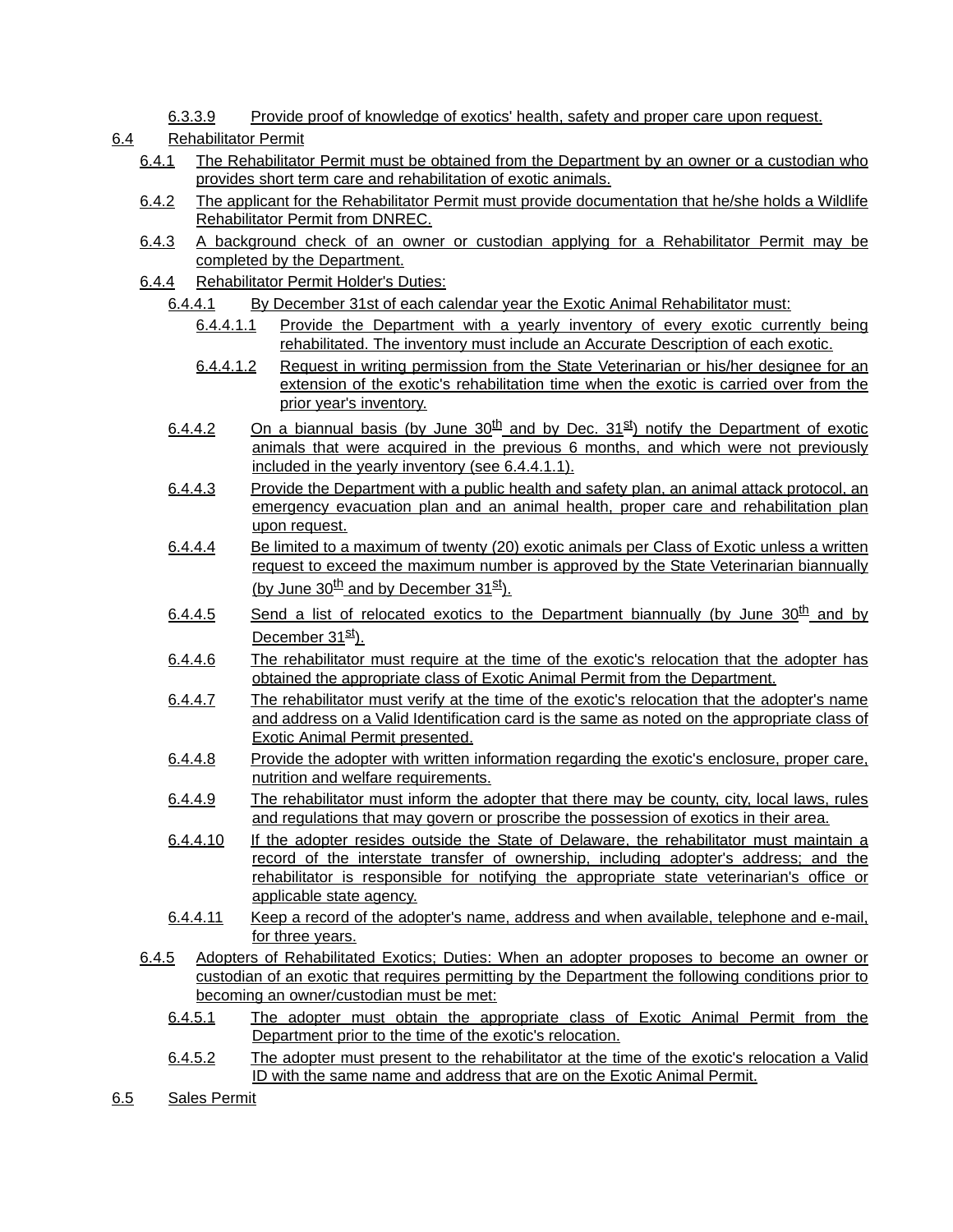6.3.3.9 Provide proof of knowledge of exotics' health, safety and proper care upon request.

6.4 Rehabilitator Permit

6.4.1 The Rehabilitator Permit must be obtained from the Department by an owner or a custodian who provides short term care and rehabilitation of exotic animals.

6.4.2 The applicant for the Rehabilitator Permit must provide documentation that he/she holds a Wildlife Rehabilitator Permit from DNREC.

6.4.3 A background check of an owner or custodian applying for a Rehabilitator Permit may be completed by the Department.

6.4.4 Rehabilitator Permit Holder's Duties:

6.4.4.1 By December 31st of each calendar year the Exotic Animal Rehabilitator must:

6.4.4.1.1 Provide the Department with a yearly inventory of every exotic currently being rehabilitated. The inventory must include an Accurate Description of each exotic.

6.4.4.1.2 Request in writing permission from the State Veterinarian or his/her designee for an extension of the exotic's rehabilitation time when the exotic is carried over from the prior year's inventory.

6.4.4.2 On a biannual basis (by June 30th and by Dec. 31st) notify the Department of exotic animals that were acquired in the previous 6 months, and which were not previously included in the yearly inventory (see 6.4.4.1.1).

6.4.4.3 Provide the Department with a public health and safety plan, an animal attack protocol, an emergency evacuation plan and an animal health, proper care and rehabilitation plan upon request.

6.4.4.4 Be limited to a maximum of twenty (20) exotic animals per Class of Exotic unless a written request to exceed the maximum number is approved by the State Veterinarian biannually (by June 30th and by December 31st).

6.4.4.5 Send a list of relocated exotics to the Department biannually (by June 30th and by December 31st).

6.4.4.6 The rehabilitator must require at the time of the exotic's relocation that the adopter has obtained the appropriate class of Exotic Animal Permit from the Department.

6.4.4.7 The rehabilitator must verify at the time of the exotic's relocation that the adopter's name and address on a Valid Identification card is the same as noted on the appropriate class of Exotic Animal Permit presented.

6.4.4.8 Provide the adopter with written information regarding the exotic's enclosure, proper care, nutrition and welfare requirements.

6.4.4.9 The rehabilitator must inform the adopter that there may be county, city, local laws, rules and regulations that may govern or proscribe the possession of exotics in their area.

6.4.4.10 If the adopter resides outside the State of Delaware, the rehabilitator must maintain a record of the interstate transfer of ownership, including adopter's address; and the rehabilitator is responsible for notifying the appropriate state veterinarian's office or applicable state agency.

6.4.4.11 Keep a record of the adopter's name, address and when available, telephone and e-mail, for three years.

6.4.5 Adopters of Rehabilitated Exotics; Duties: When an adopter proposes to become an owner or custodian of an exotic that requires permitting by the Department the following conditions prior to becoming an owner/custodian must be met:

6.4.5.1 The adopter must obtain the appropriate class of Exotic Animal Permit from the Department prior to the time of the exotic's relocation.

6.4.5.2 The adopter must present to the rehabilitator at the time of the exotic's relocation a Valid ID with the same name and address that are on the Exotic Animal Permit.

6.5 Sales Permit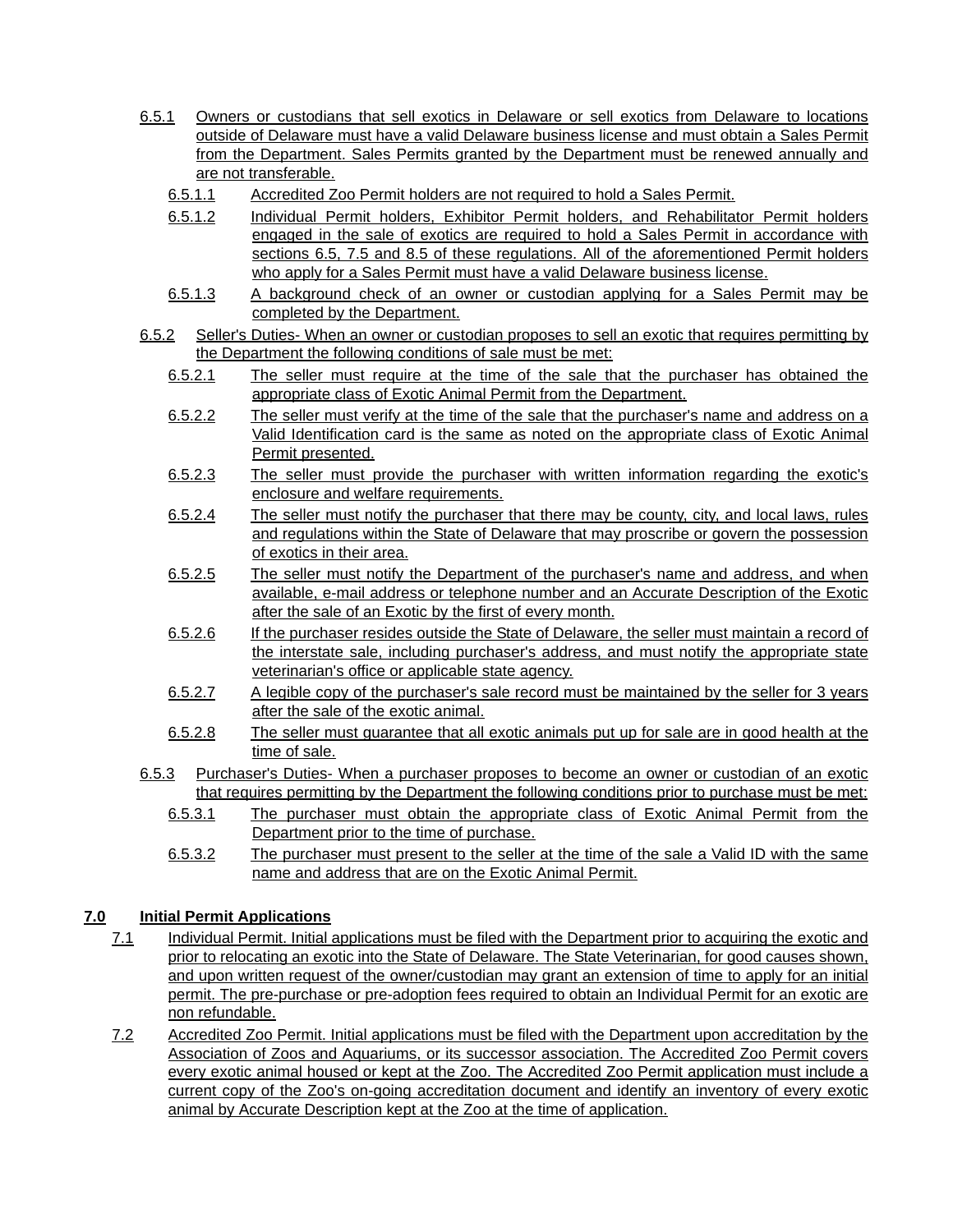6.5.1 Owners or custodians that sell exotics in Delaware or sell exotics from Delaware to locations outside of Delaware must have a valid Delaware business license and must obtain a Sales Permit from the Department. Sales Permits granted by the Department must be renewed annually and are not transferable.

6.5.1.1 Accredited Zoo Permit holders are not required to hold a Sales Permit.

6.5.1.2 Individual Permit holders, Exhibitor Permit holders, and Rehabilitator Permit holders engaged in the sale of exotics are required to hold a Sales Permit in accordance with sections 6.5, 7.5 and 8.5 of these regulations. All of the aforementioned Permit holders who apply for a Sales Permit must have a valid Delaware business license.

6.5.1.3 A background check of an owner or custodian applying for a Sales Permit may be completed by the Department.

6.5.2 Seller's Duties- When an owner or custodian proposes to sell an exotic that requires permitting by the Department the following conditions of sale must be met:

6.5.2.1 The seller must require at the time of the sale that the purchaser has obtained the appropriate class of Exotic Animal Permit from the Department.

6.5.2.2 The seller must verify at the time of the sale that the purchaser's name and address on a Valid Identification card is the same as noted on the appropriate class of Exotic Animal Permit presented.

6.5.2.3 The seller must provide the purchaser with written information regarding the exotic's enclosure and welfare requirements.

6.5.2.4 The seller must notify the purchaser that there may be county, city, and local laws, rules and regulations within the State of Delaware that may proscribe or govern the possession of exotics in their area.

6.5.2.5 The seller must notify the Department of the purchaser's name and address, and when available, e-mail address or telephone number and an Accurate Description of the Exotic after the sale of an Exotic by the first of every month.

6.5.2.6 If the purchaser resides outside the State of Delaware, the seller must maintain a record of the interstate sale, including purchaser's address, and must notify the appropriate state veterinarian's office or applicable state agency.

6.5.2.7 A legible copy of the purchaser's sale record must be maintained by the seller for 3 years after the sale of the exotic animal.

6.5.2.8 The seller must guarantee that all exotic animals put up for sale are in good health at the time of sale.

6.5.3 Purchaser's Duties- When a purchaser proposes to become an owner or custodian of an exotic that requires permitting by the Department the following conditions prior to purchase must be met:

6.5.3.1 The purchaser must obtain the appropriate class of Exotic Animal Permit from the Department prior to the time of purchase.

6.5.3.2 The purchaser must present to the seller at the time of the sale a Valid ID with the same name and address that are on the Exotic Animal Permit.

## 7.0 Initial Permit Applications

7.1 Individual Permit. Initial applications must be filed with the Department prior to acquiring the exotic and prior to relocating an exotic into the State of Delaware. The State Veterinarian, for good causes shown, and upon written request of the owner/custodian may grant an extension of time to apply for an initial permit. The pre-purchase or pre-adoption fees required to obtain an Individual Permit for an exotic are non refundable.

7.2 Accredited Zoo Permit. Initial applications must be filed with the Department upon accreditation by the Association of Zoos and Aquariums, or its successor association. The Accredited Zoo Permit covers every exotic animal housed or kept at the Zoo. The Accredited Zoo Permit application must include a current copy of the Zoo's on-going accreditation document and identify an inventory of every exotic animal by Accurate Description kept at the Zoo at the time of application.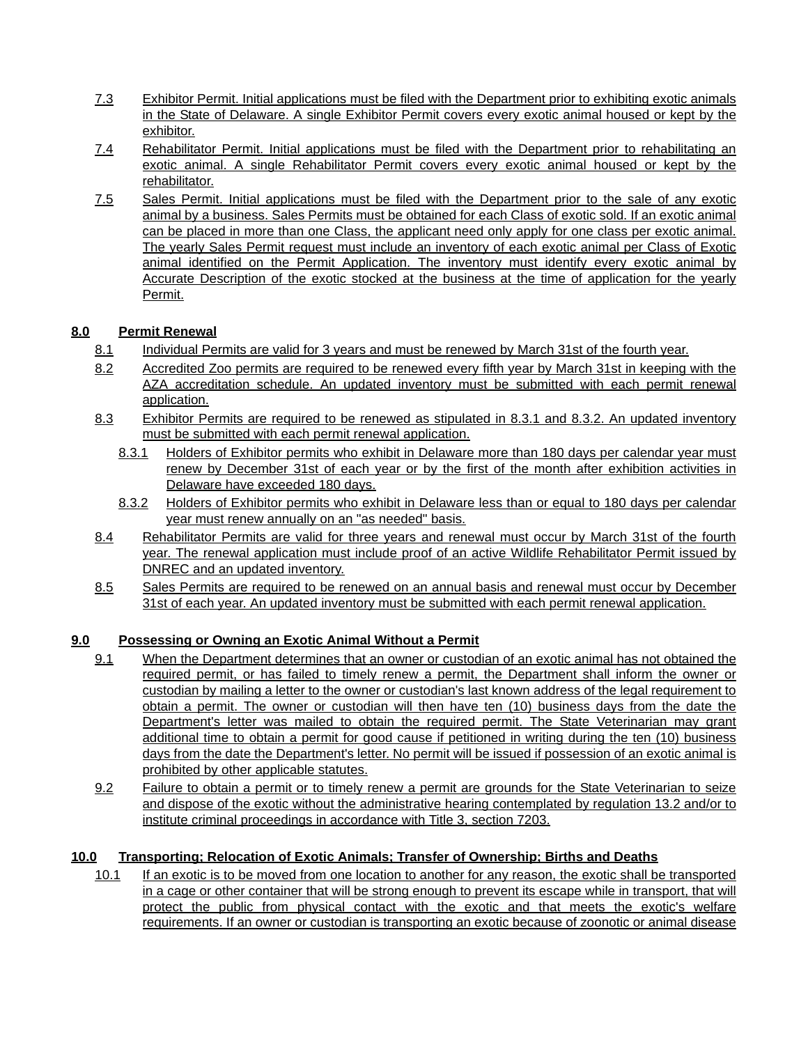7.3 Exhibitor Permit. Initial applications must be filed with the Department prior to exhibiting exotic animals in the State of Delaware. A single Exhibitor Permit covers every exotic animal housed or kept by the exhibitor.

7.4 Rehabilitator Permit. Initial applications must be filed with the Department prior to rehabilitating an exotic animal. A single Rehabilitator Permit covers every exotic animal housed or kept by the rehabilitator.

7.5 Sales Permit. Initial applications must be filed with the Department prior to the sale of any exotic animal by a business. Sales Permits must be obtained for each Class of exotic sold. If an exotic animal can be placed in more than one Class, the applicant need only apply for one class per exotic animal. The yearly Sales Permit request must include an inventory of each exotic animal per Class of Exotic animal identified on the Permit Application. The inventory must identify every exotic animal by Accurate Description of the exotic stocked at the business at the time of application for the yearly Permit.

**8.0 Permit Renewal**

8.1 Individual Permits are valid for 3 years and must be renewed by March 31st of the fourth year.

8.2 Accredited Zoo permits are required to be renewed every fifth year by March 31st in keeping with the AZA accreditation schedule. An updated inventory must be submitted with each permit renewal application.

8.3 Exhibitor Permits are required to be renewed as stipulated in 8.3.1 and 8.3.2. An updated inventory must be submitted with each permit renewal application.

8.3.1 Holders of Exhibitor permits who exhibit in Delaware more than 180 days per calendar year must renew by December 31st of each year or by the first of the month after exhibition activities in Delaware have exceeded 180 days.

8.3.2 Holders of Exhibitor permits who exhibit in Delaware less than or equal to 180 days per calendar year must renew annually on an "as needed" basis.

8.4 Rehabilitator Permits are valid for three years and renewal must occur by March 31st of the fourth year. The renewal application must include proof of an active Wildlife Rehabilitator Permit issued by DNREC and an updated inventory.

8.5 Sales Permits are required to be renewed on an annual basis and renewal must occur by December 31st of each year. An updated inventory must be submitted with each permit renewal application.

**9.0 Possessing or Owning an Exotic Animal Without a Permit**

9.1 When the Department determines that an owner or custodian of an exotic animal has not obtained the required permit, or has failed to timely renew a permit, the Department shall inform the owner or custodian by mailing a letter to the owner or custodian's last known address of the legal requirement to obtain a permit. The owner or custodian will then have ten (10) business days from the date the Department's letter was mailed to obtain the required permit. The State Veterinarian may grant additional time to obtain a permit for good cause if petitioned in writing during the ten (10) business days from the date the Department's letter. No permit will be issued if possession of an exotic animal is prohibited by other applicable statutes.

9.2 Failure to obtain a permit or to timely renew a permit are grounds for the State Veterinarian to seize and dispose of the exotic without the administrative hearing contemplated by regulation 13.2 and/or to institute criminal proceedings in accordance with Title 3, section 7203.

**10.0 Transporting; Relocation of Exotic Animals; Transfer of Ownership; Births and Deaths**

10.1 If an exotic is to be moved from one location to another for any reason, the exotic shall be transported in a cage or other container that will be strong enough to prevent its escape while in transport, that will protect the public from physical contact with the exotic and that meets the exotic's welfare requirements. If an owner or custodian is transporting an exotic because of zoonotic or animal disease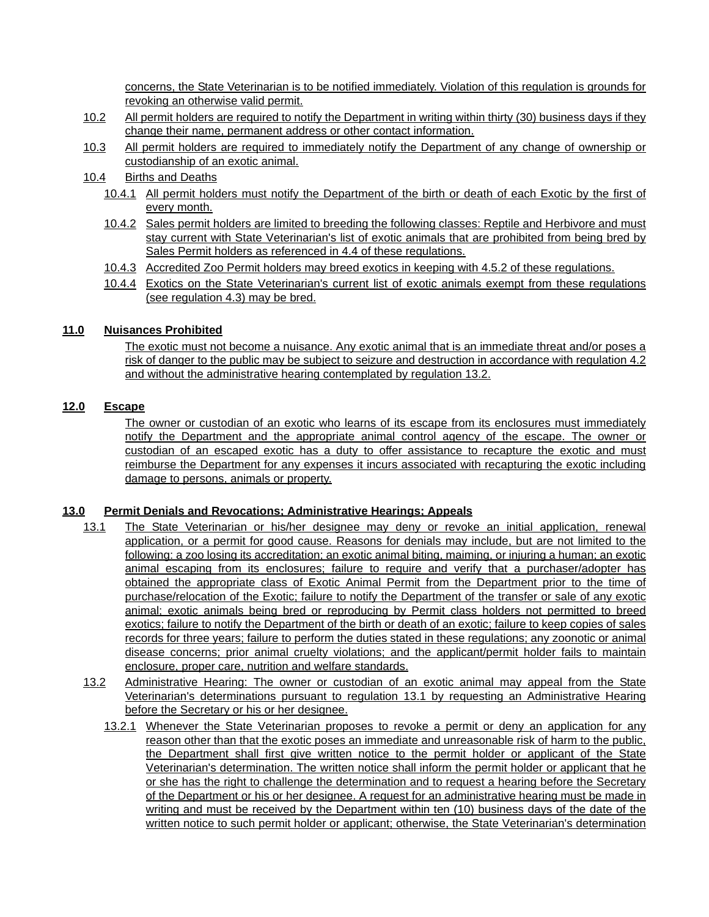concerns, the State Veterinarian is to be notified immediately. Violation of this regulation is grounds for revoking an otherwise valid permit.

10.2 All permit holders are required to notify the Department in writing within thirty (30) business days if they change their name, permanent address or other contact information.

10.3 All permit holders are required to immediately notify the Department of any change of ownership or custodianship of an exotic animal.

10.4 Births and Deaths

10.4.1 All permit holders must notify the Department of the birth or death of each Exotic by the first of every month.

10.4.2 Sales permit holders are limited to breeding the following classes: Reptile and Herbivore and must stay current with State Veterinarian's list of exotic animals that are prohibited from being bred by Sales Permit holders as referenced in 4.4 of these regulations.

10.4.3 Accredited Zoo Permit holders may breed exotics in keeping with 4.5.2 of these regulations.

10.4.4 Exotics on the State Veterinarian's current list of exotic animals exempt from these regulations (see regulation 4.3) may be bred.

**11.0 Nuisances Prohibited**

The exotic must not become a nuisance. Any exotic animal that is an immediate threat and/or poses a risk of danger to the public may be subject to seizure and destruction in accordance with regulation 4.2 and without the administrative hearing contemplated by regulation 13.2.

**12.0 Escape**

The owner or custodian of an exotic who learns of its escape from its enclosures must immediately notify the Department and the appropriate animal control agency of the escape. The owner or custodian of an escaped exotic has a duty to offer assistance to recapture the exotic and must reimburse the Department for any expenses it incurs associated with recapturing the exotic including damage to persons, animals or property.

**13.0 Permit Denials and Revocations; Administrative Hearings; Appeals**

13.1 The State Veterinarian or his/her designee may deny or revoke an initial application, renewal application, or a permit for good cause. Reasons for denials may include, but are not limited to the following: a zoo losing its accreditation; an exotic animal biting, maiming, or injuring a human; an exotic animal escaping from its enclosures; failure to require and verify that a purchaser/adopter has obtained the appropriate class of Exotic Animal Permit from the Department prior to the time of purchase/relocation of the Exotic; failure to notify the Department of the transfer or sale of any exotic animal; exotic animals being bred or reproducing by Permit class holders not permitted to breed exotics; failure to notify the Department of the birth or death of an exotic; failure to keep copies of sales records for three years; failure to perform the duties stated in these regulations; any zoonotic or animal disease concerns; prior animal cruelty violations; and the applicant/permit holder fails to maintain enclosure, proper care, nutrition and welfare standards.

13.2 Administrative Hearing: The owner or custodian of an exotic animal may appeal from the State Veterinarian's determinations pursuant to regulation 13.1 by requesting an Administrative Hearing before the Secretary or his or her designee.

13.2.1 Whenever the State Veterinarian proposes to revoke a permit or deny an application for any reason other than that the exotic poses an immediate and unreasonable risk of harm to the public, the Department shall first give written notice to the permit holder or applicant of the State Veterinarian's determination. The written notice shall inform the permit holder or applicant that he or she has the right to challenge the determination and to request a hearing before the Secretary of the Department or his or her designee. A request for an administrative hearing must be made in writing and must be received by the Department within ten (10) business days of the date of the written notice to such permit holder or applicant; otherwise, the State Veterinarian's determination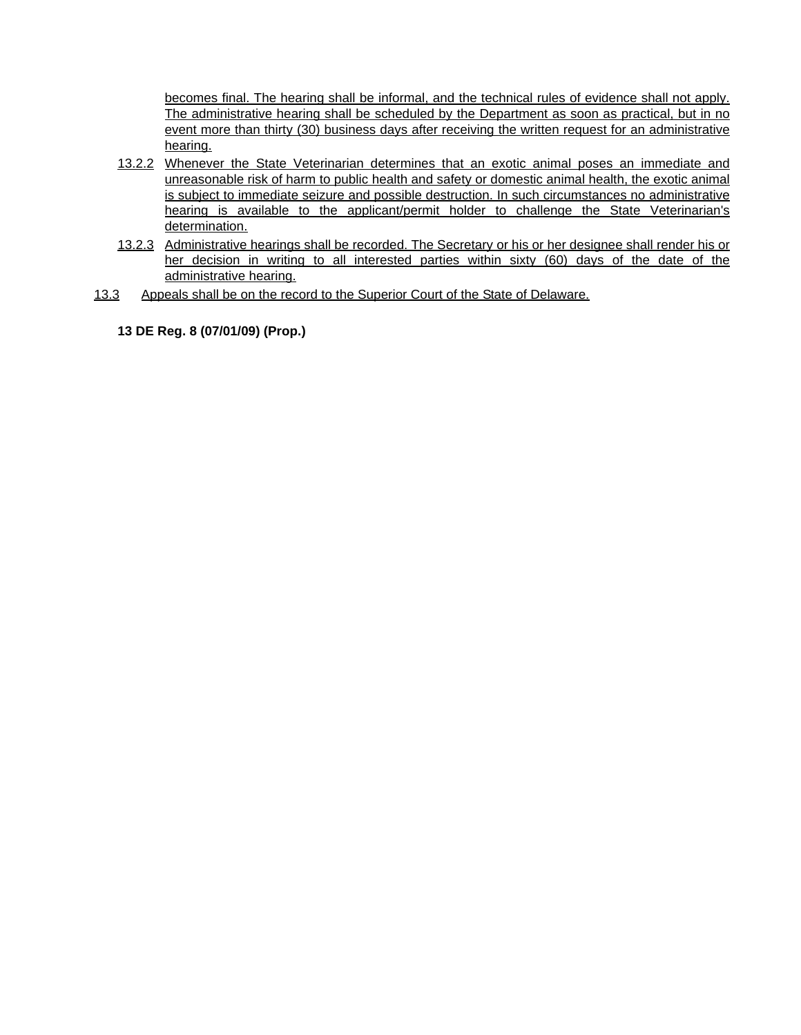becomes final. The hearing shall be informal, and the technical rules of evidence shall not apply. The administrative hearing shall be scheduled by the Department as soon as practical, but in no event more than thirty (30) business days after receiving the written request for an administrative hearing.

13.2.2 Whenever the State Veterinarian determines that an exotic animal poses an immediate and unreasonable risk of harm to public health and safety or domestic animal health, the exotic animal is subject to immediate seizure and possible destruction. In such circumstances no administrative hearing is available to the applicant/permit holder to challenge the State Veterinarian's determination.

13.2.3 Administrative hearings shall be recorded. The Secretary or his or her designee shall render his or her decision in writing to all interested parties within sixty (60) days of the date of the administrative hearing.

13.3 Appeals shall be on the record to the Superior Court of the State of Delaware.

**13 DE Reg. 8 (07/01/09) (Prop.)**